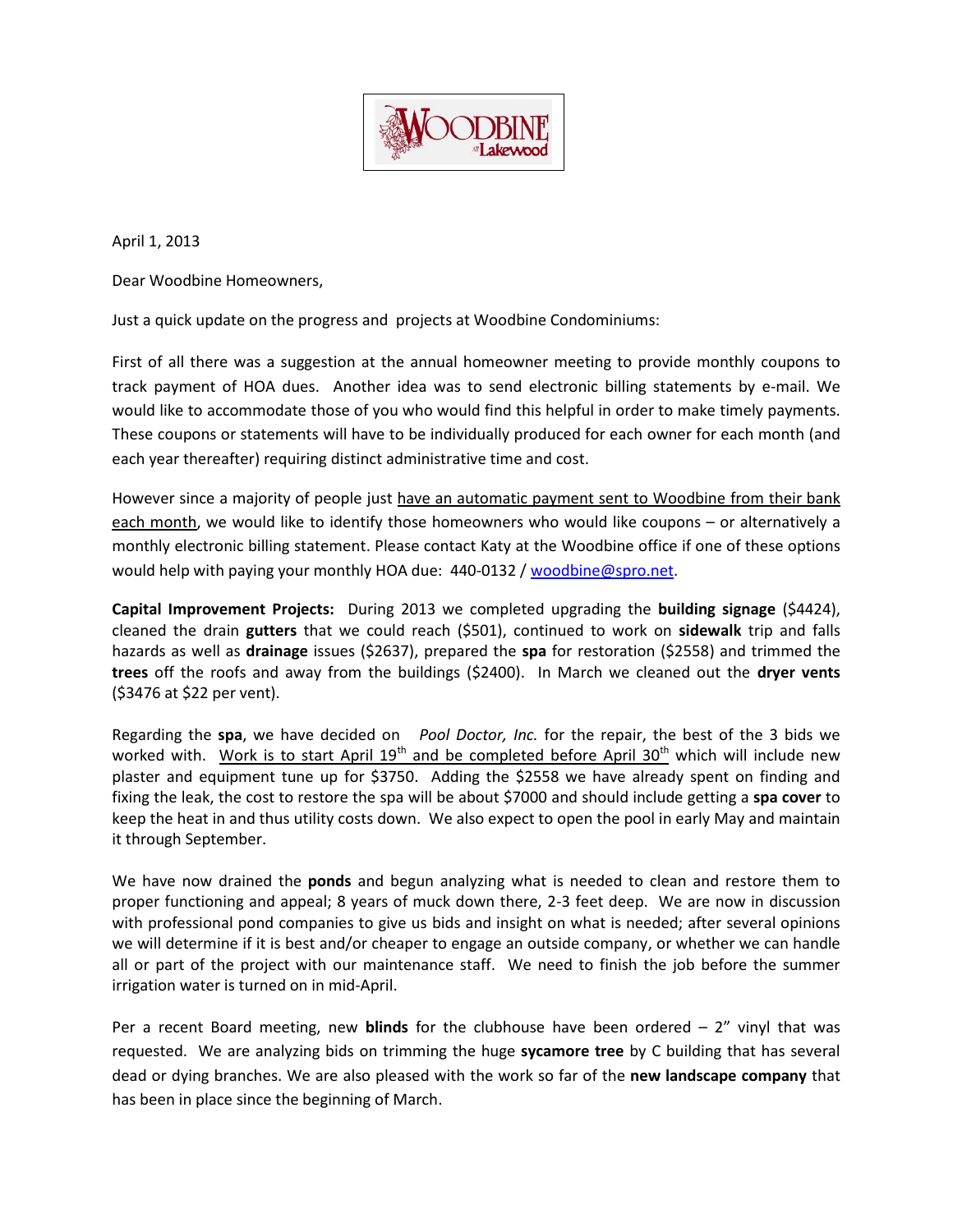WOODBINE at Lakewood

April 1, 2013

Dear Woodbine Homeowners,

Just a quick update on the progress and projects at Woodbine Condominiums:

First of all there was a suggestion at the annual homeowner meeting to provide monthly coupons to track payment of HOA dues. Another idea was to send electronic billing statements by e-mail. We would like to accommodate those of you who would find this helpful in order to make timely payments. These coupons or statements will have to be individually produced for each owner for each month (and each year thereafter) requiring distinct administrative time and cost.

However since a majority of people just have an automatic payment sent to Woodbine from their bank each month, we would like to identify those homeowners who would like coupons – or alternatively a monthly electronic billing statement. Please contact Katy at the Woodbine office if one of these options would help with paying your monthly HOA due: 440-0132 / woodbine@spro.net.

**Capital Improvement Projects:** During 2013 we completed upgrading the **building signage** ($4424), cleaned the drain **gutters** that we could reach ($501), continued to work on **sidewalk** trip and falls hazards as well as **drainage** issues ($2637), prepared the **spa** for restoration ($2558) and trimmed the **trees** off the roofs and away from the buildings ($2400). In March we cleaned out the **dryer vents** ($3476 at $22 per vent).

Regarding the **spa**, we have decided on *Pool Doctor, Inc.* for the repair, the best of the 3 bids we worked with. Work is to start April 19th and be completed before April 30th which will include new plaster and equipment tune up for $3750. Adding the $2558 we have already spent on finding and fixing the leak, the cost to restore the spa will be about $7000 and should include getting a **spa cover** to keep the heat in and thus utility costs down. We also expect to open the pool in early May and maintain it through September.

We have now drained the **ponds** and begun analyzing what is needed to clean and restore them to proper functioning and appeal; 8 years of muck down there, 2-3 feet deep. We are now in discussion with professional pond companies to give us bids and insight on what is needed; after several opinions we will determine if it is best and/or cheaper to engage an outside company, or whether we can handle all or part of the project with our maintenance staff. We need to finish the job before the summer irrigation water is turned on in mid-April.

Per a recent Board meeting, new **blinds** for the clubhouse have been ordered – 2" vinyl that was requested. We are analyzing bids on trimming the huge **sycamore tree** by C building that has several dead or dying branches. We are also pleased with the work so far of the **new landscape company** that has been in place since the beginning of March.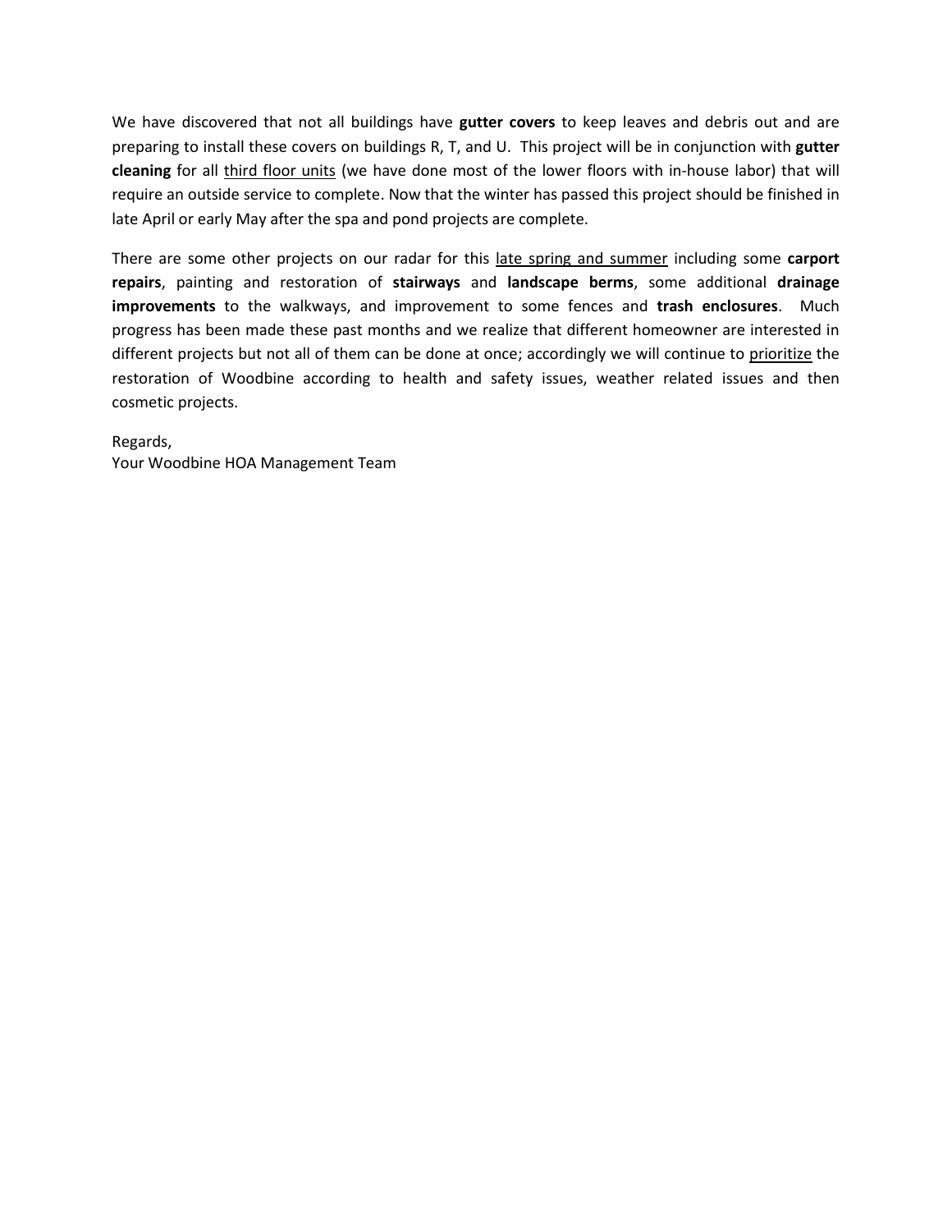We have discovered that not all buildings have **gutter covers** to keep leaves and debris out and are preparing to install these covers on buildings R, T, and U. This project will be in conjunction with **gutter cleaning** for all <u>third floor units</u> (we have done most of the lower floors with in-house labor) that will require an outside service to complete. Now that the winter has passed this project should be finished in late April or early May after the spa and pond projects are complete.

There are some other projects on our radar for this <u>late spring and summer</u> including some **carport repairs**, painting and restoration of **stairways** and **landscape berms**, some additional **drainage improvements** to the walkways, and improvement to some fences and **trash enclosures**. Much progress has been made these past months and we realize that different homeowner are interested in different projects but not all of them can be done at once; accordingly we will continue to <u>prioritize</u> the restoration of Woodbine according to health and safety issues, weather related issues and then cosmetic projects.

Regards,
Your Woodbine HOA Management Team